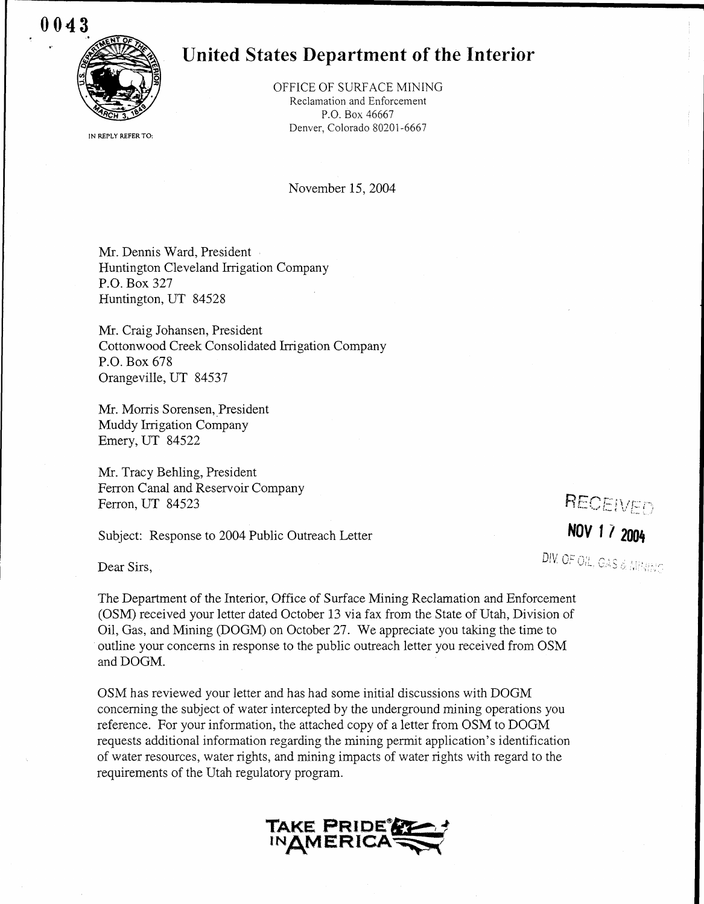0043

# United States Department of the Interior

OFFICE OF SURFACE MINING
Reclamation and Enforcement
P.O. Box 46667
Denver, Colorado 80201-6667

IN REPLY REFER TO:

November 15, 2004

Mr. Dennis Ward, President
Huntington Cleveland Irrigation Company
P.O. Box 327
Huntington, UT 84528

Mr. Craig Johansen, President
Cottonwood Creek Consolidated Irrigation Company
P.O. Box 678
Orangeville, UT 84537

Mr. Morris Sorensen, President
Muddy Irrigation Company
Emery, UT 84522

Mr. Tracy Behling, President
Ferron Canal and Reservoir Company
Ferron, UT 84523

RECEIVED
NOV 17 2004
DIV. OF OIL, GAS & MINING

Subject: Response to 2004 Public Outreach Letter

Dear Sirs,

The Department of the Interior, Office of Surface Mining Reclamation and Enforcement (OSM) received your letter dated October 13 via fax from the State of Utah, Division of Oil, Gas, and Mining (DOGM) on October 27. We appreciate you taking the time to outline your concerns in response to the public outreach letter you received from OSM and DOGM.

OSM has reviewed your letter and has had some initial discussions with DOGM concerning the subject of water intercepted by the underground mining operations you reference. For your information, the attached copy of a letter from OSM to DOGM requests additional information regarding the mining permit application's identification of water resources, water rights, and mining impacts of water rights with regard to the requirements of the Utah regulatory program.

TAKE PRIDE IN AMERICA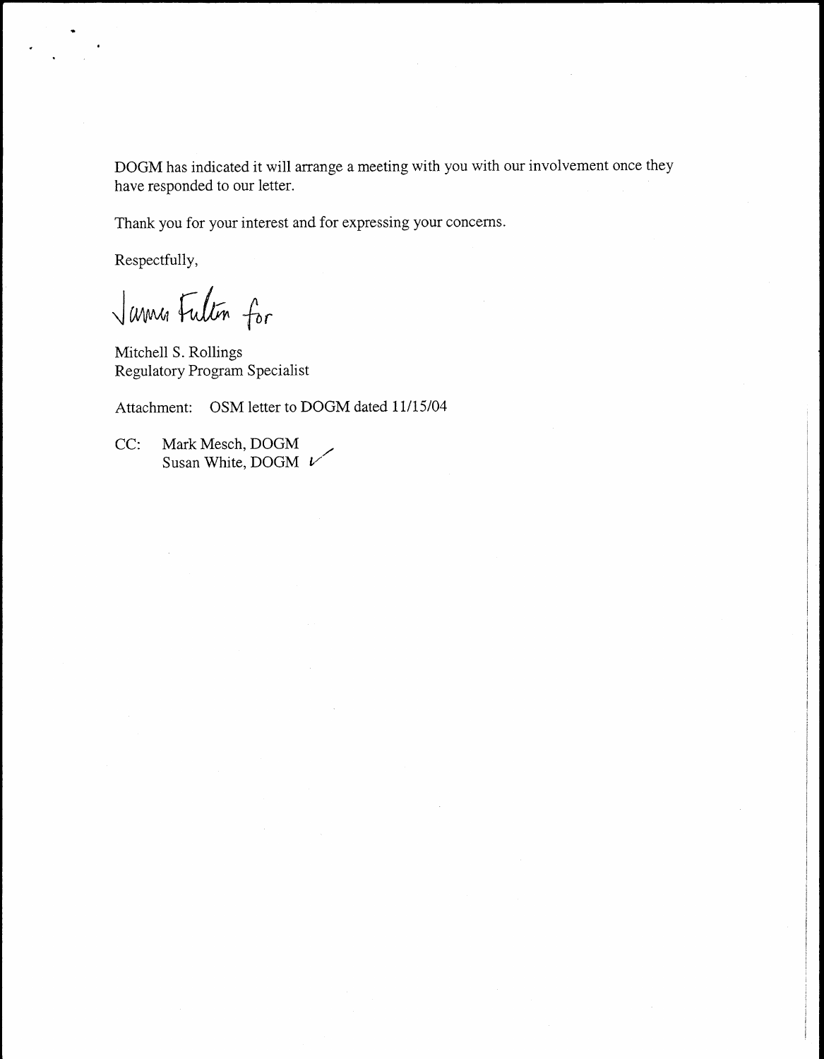DOGM has indicated it will arrange a meeting with you with our involvement once they have responded to our letter.

Thank you for your interest and for expressing your concerns.

Respectfully,

James Fulton for

Mitchell S. Rollings
Regulatory Program Specialist

Attachment: OSM letter to DOGM dated 11/15/04

CC: Mark Mesch, DOGM
Susan White, DOGM ✓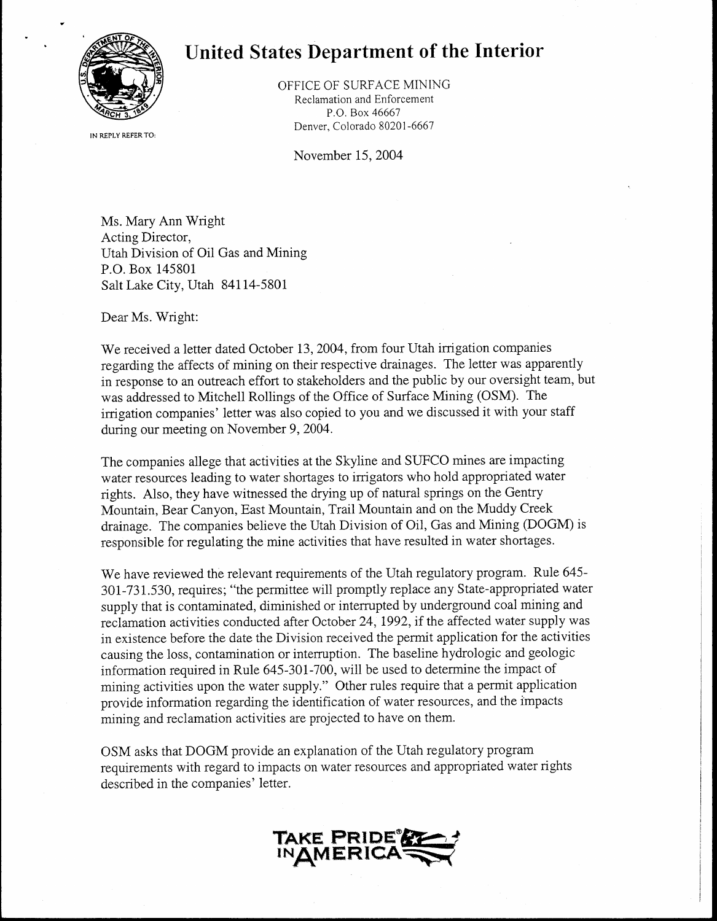# United States Department of the Interior

OFFICE OF SURFACE MINING
Reclamation and Enforcement
P.O. Box 46667
Denver, Colorado 80201-6667

IN REPLY REFER TO:

November 15, 2004

Ms. Mary Ann Wright
Acting Director,
Utah Division of Oil Gas and Mining
P.O. Box 145801
Salt Lake City, Utah 84114-5801

Dear Ms. Wright:

We received a letter dated October 13, 2004, from four Utah irrigation companies regarding the affects of mining on their respective drainages. The letter was apparently in response to an outreach effort to stakeholders and the public by our oversight team, but was addressed to Mitchell Rollings of the Office of Surface Mining (OSM). The irrigation companies' letter was also copied to you and we discussed it with your staff during our meeting on November 9, 2004.

The companies allege that activities at the Skyline and SUFCO mines are impacting water resources leading to water shortages to irrigators who hold appropriated water rights. Also, they have witnessed the drying up of natural springs on the Gentry Mountain, Bear Canyon, East Mountain, Trail Mountain and on the Muddy Creek drainage. The companies believe the Utah Division of Oil, Gas and Mining (DOGM) is responsible for regulating the mine activities that have resulted in water shortages.

We have reviewed the relevant requirements of the Utah regulatory program. Rule 645-301-731.530, requires; "the permittee will promptly replace any State-appropriated water supply that is contaminated, diminished or interrupted by underground coal mining and reclamation activities conducted after October 24, 1992, if the affected water supply was in existence before the date the Division received the permit application for the activities causing the loss, contamination or interruption. The baseline hydrologic and geologic information required in Rule 645-301-700, will be used to determine the impact of mining activities upon the water supply." Other rules require that a permit application provide information regarding the identification of water resources, and the impacts mining and reclamation activities are projected to have on them.

OSM asks that DOGM provide an explanation of the Utah regulatory program requirements with regard to impacts on water resources and appropriated water rights described in the companies' letter.

TAKE PRIDE® IN AMERICA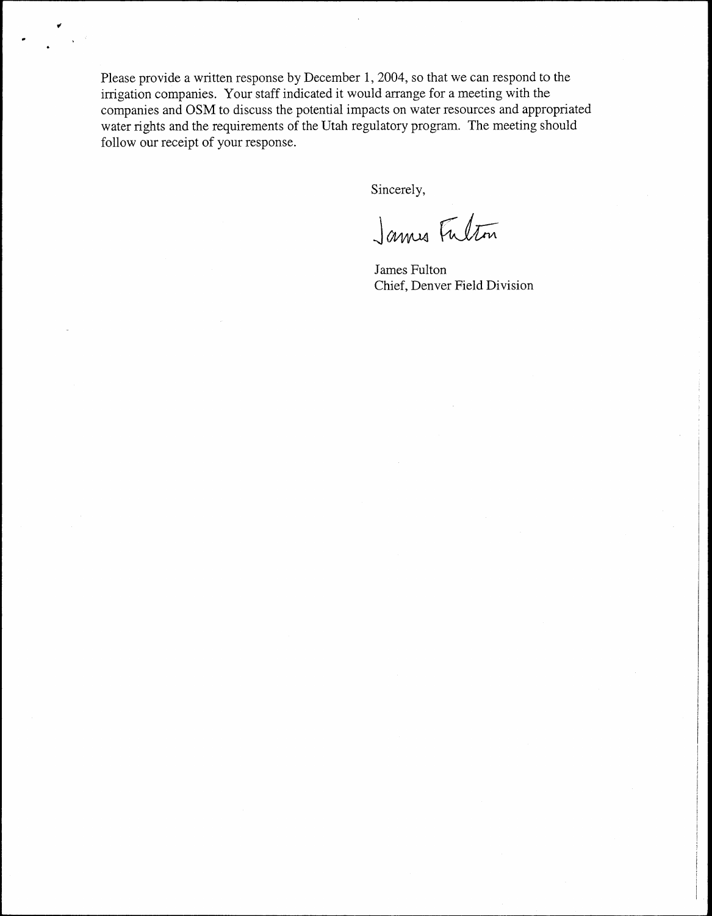Please provide a written response by December 1, 2004, so that we can respond to the irrigation companies. Your staff indicated it would arrange for a meeting with the companies and OSM to discuss the potential impacts on water resources and appropriated water rights and the requirements of the Utah regulatory program. The meeting should follow our receipt of your response.

Sincerely,

James Fulton

James Fulton
Chief, Denver Field Division